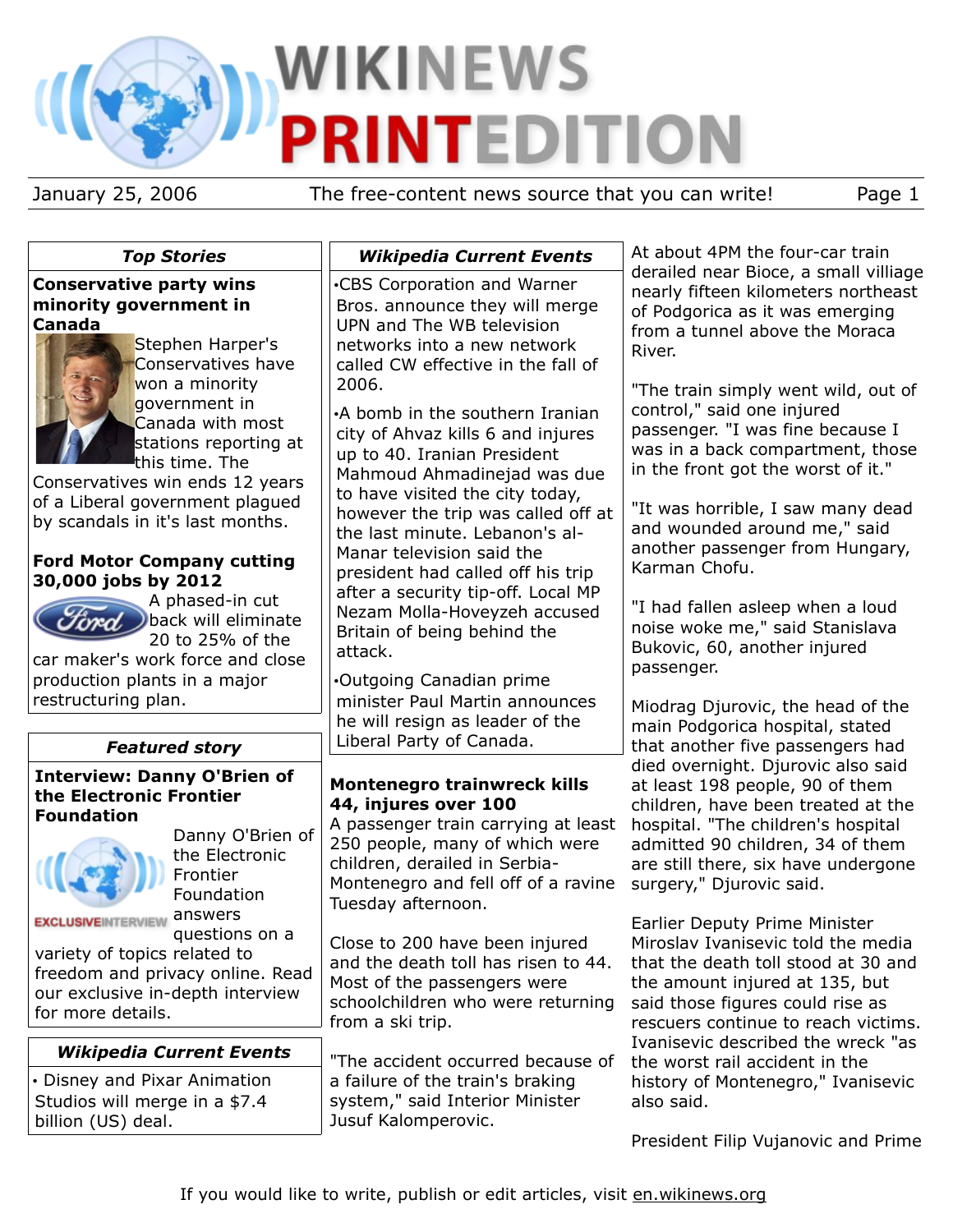# WIKINEWS PRINTEDITION

January 25, 2006 — The free-content news source that you can write!

## Top Stories

### Conservative party wins minority government in Canada

Stephen Harper's Conservatives have won a minority government in Canada with most stations reporting at this time. The Conservatives win ends 12 years of a Liberal government plagued by scandals in it's last months.

### Ford Motor Company cutting 30,000 jobs by 2012

A phased-in cut back will eliminate 20 to 25% of the car maker's work force and close production plants in a major restructuring plan.

## Featured story

### Interview: Danny O'Brien of the Electronic Frontier Foundation

EXCLUSIVEINTERVIEW

Danny O'Brien of the Electronic Frontier Foundation answers questions on a variety of topics related to freedom and privacy online. Read our exclusive in-depth interview for more details.

## Wikipedia Current Events

- Disney and Pixar Animation Studios will merge in a $7.4 billion (US) deal.

## Wikipedia Current Events

- CBS Corporation and Warner Bros. announce they will merge UPN and The WB television networks into a new network called CW effective in the fall of 2006.
- A bomb in the southern Iranian city of Ahvaz kills 6 and injures up to 40. Iranian President Mahmoud Ahmadinejad was due to have visited the city today, however the trip was called off at the last minute. Lebanon's al-Manar television said the president had called off his trip after a security tip-off. Local MP Nezam Molla-Hoveyzeh accused Britain of being behind the attack.
- Outgoing Canadian prime minister Paul Martin announces he will resign as leader of the Liberal Party of Canada.

## Montenegro trainwreck kills 44, injures over 100

A passenger train carrying at least 250 people, many of which were children, derailed in Serbia-Montenegro and fell off of a ravine Tuesday afternoon.

Close to 200 have been injured and the death toll has risen to 44. Most of the passengers were schoolchildren who were returning from a ski trip.

"The accident occurred because of a failure of the train's braking system," said Interior Minister Jusuf Kalomperovic.

At about 4PM the four-car train derailed near Bioce, a small villiage nearly fifteen kilometers northeast of Podgorica as it was emerging from a tunnel above the Moraca River.

"The train simply went wild, out of control," said one injured passenger. "I was fine because I was in a back compartment, those in the front got the worst of it."

"It was horrible, I saw many dead and wounded around me," said another passenger from Hungary, Karman Chofu.

"I had fallen asleep when a loud noise woke me," said Stanislava Bukovic, 60, another injured passenger.

Miodrag Djurovic, the head of the main Podgorica hospital, stated that another five passengers had died overnight. Djurovic also said at least 198 people, 90 of them children, have been treated at the hospital. "The children's hospital admitted 90 children, 34 of them are still there, six have undergone surgery," Djurovic said.

Earlier Deputy Prime Minister Miroslav Ivanisevic told the media that the death toll stood at 30 and the amount injured at 135, but said those figures could rise as rescuers continue to reach victims. Ivanisevic described the wreck "as the worst rail accident in the history of Montenegro," Ivanisevic also said.

President Filip Vujanovic and Prime

If you would like to write, publish or edit articles, visit en.wikinews.org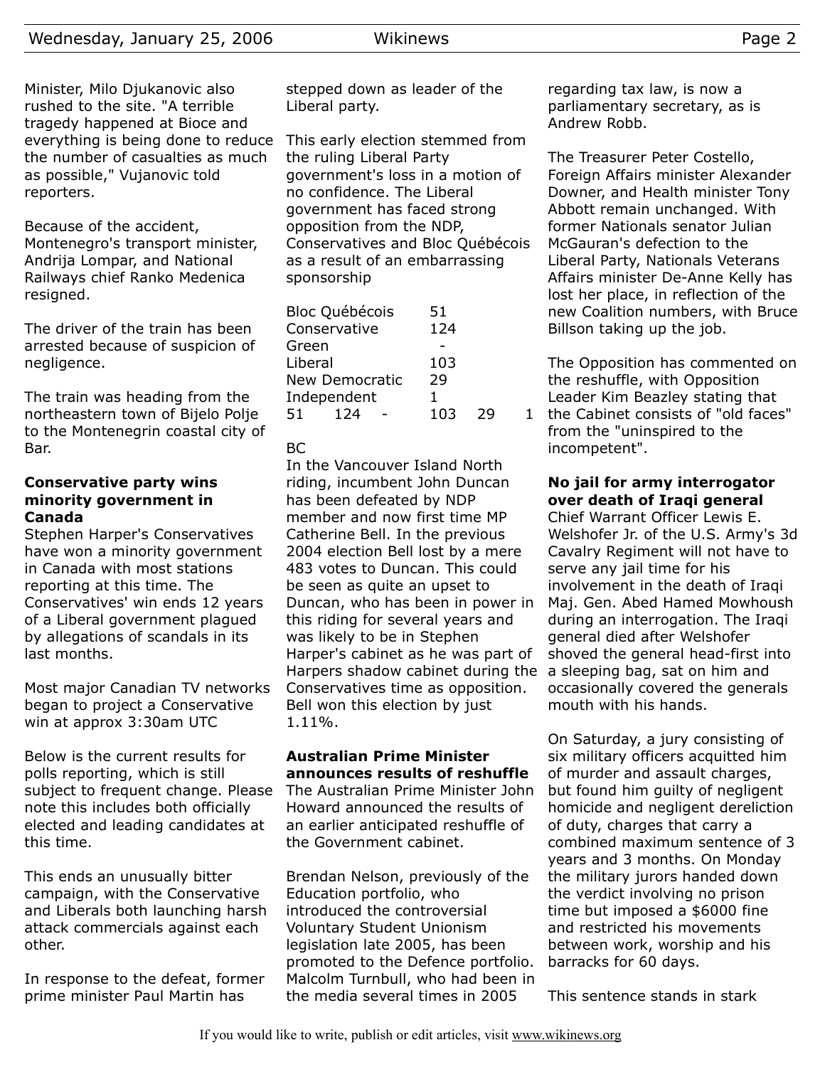Minister, Milo Djukanovic also rushed to the site. "A terrible tragedy happened at Bioce and everything is being done to reduce the number of casualties as much as possible," Vujanovic told reporters.

Because of the accident, Montenegro's transport minister, Andrija Lompar, and National Railways chief Ranko Medenica resigned.

The driver of the train has been arrested because of suspicion of negligence.

The train was heading from the northeastern town of Bijelo Polje to the Montenegrin coastal city of Bar.

**Conservative party wins minority government in Canada**

Stephen Harper's Conservatives have won a minority government in Canada with most stations reporting at this time. The Conservatives' win ends 12 years of a Liberal government plagued by allegations of scandals in its last months.

Most major Canadian TV networks began to project a Conservative win at approx 3:30am UTC

Below is the current results for polls reporting, which is still subject to frequent change. Please note this includes both officially elected and leading candidates at this time.

This ends an unusually bitter campaign, with the Conservative and Liberals both launching harsh attack commercials against each other.

In response to the defeat, former prime minister Paul Martin has stepped down as leader of the Liberal party.

This early election stemmed from the ruling Liberal Party government's loss in a motion of no confidence. The Liberal government has faced strong opposition from the NDP, Conservatives and Bloc Québécois as a result of an embarrassing sponsorship

| Party | Seats |
|---|---|
| Bloc Québécois | 51 |
| Conservative | 124 |
| Green | - |
| Liberal | 103 |
| New Democratic | 29 |
| Independent | 1 |

51 124 - 103 29 1

BC

In the Vancouver Island North riding, incumbent John Duncan has been defeated by NDP member and now first time MP Catherine Bell. In the previous 2004 election Bell lost by a mere 483 votes to Duncan. This could be seen as quite an upset to Duncan, who has been in power in this riding for several years and was likely to be in Stephen Harper's cabinet as he was part of Harpers shadow cabinet during the Conservatives time as opposition. Bell won this election by just 1.11%.

**Australian Prime Minister announces results of reshuffle**

The Australian Prime Minister John Howard announced the results of an earlier anticipated reshuffle of the Government cabinet.

Brendan Nelson, previously of the Education portfolio, who introduced the controversial Voluntary Student Unionism legislation late 2005, has been promoted to the Defence portfolio. Malcolm Turnbull, who had been in the media several times in 2005 regarding tax law, is now a parliamentary secretary, as is Andrew Robb.

The Treasurer Peter Costello, Foreign Affairs minister Alexander Downer, and Health minister Tony Abbott remain unchanged. With former Nationals senator Julian McGauran's defection to the Liberal Party, Nationals Veterans Affairs minister De-Anne Kelly has lost her place, in reflection of the new Coalition numbers, with Bruce Billson taking up the job.

The Opposition has commented on the reshuffle, with Opposition Leader Kim Beazley stating that the Cabinet consists of "old faces" from the "uninspired to the incompetent".

**No jail for army interrogator over death of Iraqi general**

Chief Warrant Officer Lewis E. Welshofer Jr. of the U.S. Army's 3d Cavalry Regiment will not have to serve any jail time for his involvement in the death of Iraqi Maj. Gen. Abed Hamed Mowhoush during an interrogation. The Iraqi general died after Welshofer shoved the general head-first into a sleeping bag, sat on him and occasionally covered the generals mouth with his hands.

On Saturday, a jury consisting of six military officers acquitted him of murder and assault charges, but found him guilty of negligent homicide and negligent dereliction of duty, charges that carry a combined maximum sentence of 3 years and 3 months. On Monday the military jurors handed down the verdict involving no prison time but imposed a $6000 fine and restricted his movements between work, worship and his barracks for 60 days.

This sentence stands in stark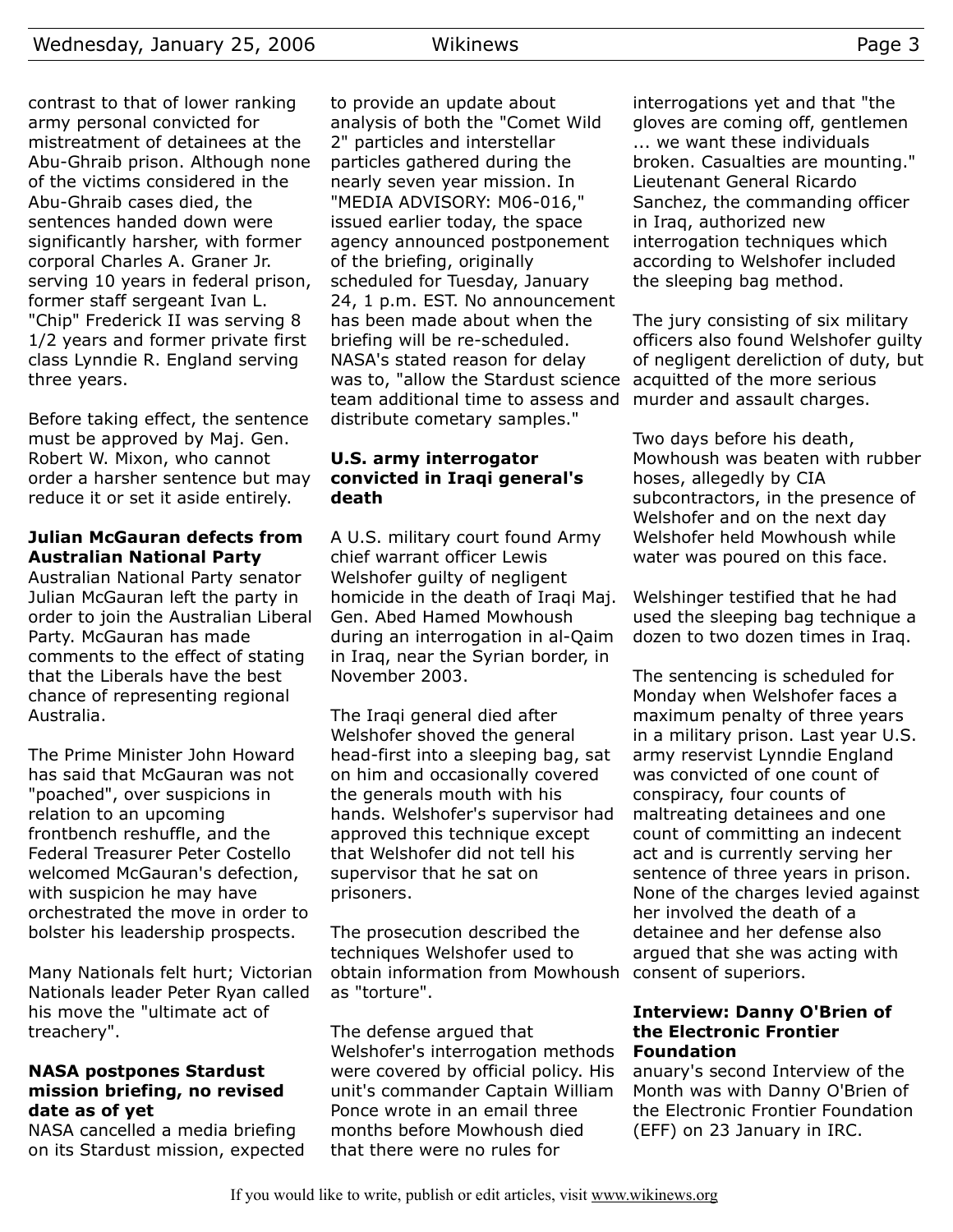contrast to that of lower ranking army personal convicted for mistreatment of detainees at the Abu-Ghraib prison. Although none of the victims considered in the Abu-Ghraib cases died, the sentences handed down were significantly harsher, with former corporal Charles A. Graner Jr. serving 10 years in federal prison, former staff sergeant Ivan L. "Chip" Frederick II was serving 8 1/2 years and former private first class Lynndie R. England serving three years.

Before taking effect, the sentence must be approved by Maj. Gen. Robert W. Mixon, who cannot order a harsher sentence but may reduce it or set it aside entirely.

### Julian McGauran defects from Australian National Party

Australian National Party senator Julian McGauran left the party in order to join the Australian Liberal Party. McGauran has made comments to the effect of stating that the Liberals have the best chance of representing regional Australia.

The Prime Minister John Howard has said that McGauran was not "poached", over suspicions in relation to an upcoming frontbench reshuffle, and the Federal Treasurer Peter Costello welcomed McGauran's defection, with suspicion he may have orchestrated the move in order to bolster his leadership prospects.

Many Nationals felt hurt; Victorian Nationals leader Peter Ryan called his move the "ultimate act of treachery".

### NASA postpones Stardust mission briefing, no revised date as of yet

NASA cancelled a media briefing on its Stardust mission, expected to provide an update about analysis of both the "Comet Wild 2" particles and interstellar particles gathered during the nearly seven year mission. In "MEDIA ADVISORY: M06-016," issued earlier today, the space agency announced postponement of the briefing, originally scheduled for Tuesday, January 24, 1 p.m. EST. No announcement has been made about when the briefing will be re-scheduled. NASA's stated reason for delay was to, "allow the Stardust science team additional time to assess and distribute cometary samples."

### U.S. army interrogator convicted in Iraqi general's death

A U.S. military court found Army chief warrant officer Lewis Welshofer guilty of negligent homicide in the death of Iraqi Maj. Gen. Abed Hamed Mowhoush during an interrogation in al-Qaim in Iraq, near the Syrian border, in November 2003.

The Iraqi general died after Welshofer shoved the general head-first into a sleeping bag, sat on him and occasionally covered the generals mouth with his hands. Welshofer's supervisor had approved this technique except that Welshofer did not tell his supervisor that he sat on prisoners.

The prosecution described the techniques Welshofer used to obtain information from Mowhoush as "torture".

The defense argued that Welshofer's interrogation methods were covered by official policy. His unit's commander Captain William Ponce wrote in an email three months before Mowhoush died that there were no rules for interrogations yet and that "the gloves are coming off, gentlemen ... we want these individuals broken. Casualties are mounting." Lieutenant General Ricardo Sanchez, the commanding officer in Iraq, authorized new interrogation techniques which according to Welshofer included the sleeping bag method.

The jury consisting of six military officers also found Welshofer guilty of negligent dereliction of duty, but acquitted of the more serious murder and assault charges.

Two days before his death, Mowhoush was beaten with rubber hoses, allegedly by CIA subcontractors, in the presence of Welshofer and on the next day Welshofer held Mowhoush while water was poured on this face.

Welshinger testified that he had used the sleeping bag technique a dozen to two dozen times in Iraq.

The sentencing is scheduled for Monday when Welshofer faces a maximum penalty of three years in a military prison. Last year U.S. army reservist Lynndie England was convicted of one count of conspiracy, four counts of maltreating detainees and one count of committing an indecent act and is currently serving her sentence of three years in prison. None of the charges levied against her involved the death of a detainee and her defense also argued that she was acting with consent of superiors.

### Interview: Danny O'Brien of the Electronic Frontier Foundation

anuary's second Interview of the Month was with Danny O'Brien of the Electronic Frontier Foundation (EFF) on 23 January in IRC.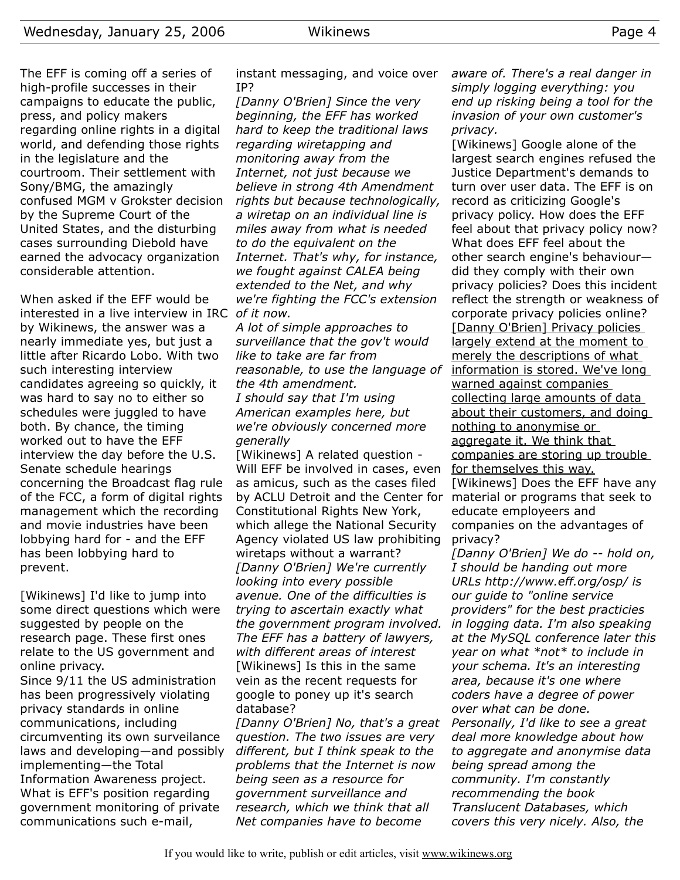The EFF is coming off a series of high-profile successes in their campaigns to educate the public, press, and policy makers regarding online rights in a digital world, and defending those rights in the legislature and the courtroom. Their settlement with Sony/BMG, the amazingly confused MGM v Grokster decision by the Supreme Court of the United States, and the disturbing cases surrounding Diebold have earned the advocacy organization considerable attention.

When asked if the EFF would be interested in a live interview in IRC by Wikinews, the answer was a nearly immediate yes, but just a little after Ricardo Lobo. With two such interesting interview candidates agreeing so quickly, it was hard to say no to either so schedules were juggled to have both. By chance, the timing worked out to have the EFF interview the day before the U.S. Senate schedule hearings concerning the Broadcast flag rule of the FCC, a form of digital rights management which the recording and movie industries have been lobbying hard for - and the EFF has been lobbying hard to prevent.

[Wikinews] I'd like to jump into some direct questions which were suggested by people on the research page. These first ones relate to the US government and online privacy.
Since 9/11 the US administration has been progressively violating privacy standards in online communications, including circumventing its own surveilance laws and developing—and possibly implementing—the Total Information Awareness project. What is EFF's position regarding government monitoring of private communications such e-mail, instant messaging, and voice over IP?
*[Danny O'Brien] Since the very beginning, the EFF has worked hard to keep the traditional laws regarding wiretapping and monitoring away from the Internet, not just because we believe in strong 4th Amendment rights but because technologically, a wiretap on an individual line is miles away from what is needed to do the equivalent on the Internet. That's why, for instance, we fought against CALEA being extended to the Net, and why we're fighting the FCC's extension of it now.*
*A lot of simple approaches to surveillance that the gov't would like to take are far from reasonable, to use the language of the 4th amendment.*
*I should say that I'm using American examples here, but we're obviously concerned more generally*
[Wikinews] A related question - Will EFF be involved in cases, even as amicus, such as the cases filed by ACLU Detroit and the Center for Constitutional Rights New York, which allege the National Security Agency violated US law prohibiting wiretaps without a warrant?
*[Danny O'Brien] We're currently looking into every possible avenue. One of the difficulties is trying to ascertain exactly what the government program involved. The EFF has a battery of lawyers, with different areas of interest*
[Wikinews] Is this in the same vein as the recent requests for google to poney up it's search database?
*[Danny O'Brien] No, that's a great question. The two issues are very different, but I think speak to the problems that the Internet is now being seen as a resource for government surveillance and research, which we think that all Net companies have to become aware of. There's a real danger in simply logging everything: you end up risking being a tool for the invasion of your own customer's privacy.*
[Wikinews] Google alone of the largest search engines refused the Justice Department's demands to turn over user data. The EFF is on record as criticizing Google's privacy policy. How does the EFF feel about that privacy policy now? What does EFF feel about the other search engine's behaviour—did they comply with their own privacy policies? Does this incident reflect the strength or weakness of corporate privacy policies online?
<u>[Danny O'Brien] Privacy policies largely extend at the moment to merely the descriptions of what information is stored. We've long warned against companies collecting large amounts of data about their customers, and doing nothing to anonymise or aggregate it. We think that companies are storing up trouble for themselves this way.</u>
[Wikinews] Does the EFF have any material or programs that seek to educate employeers and companies on the advantages of privacy?
*[Danny O'Brien] We do -- hold on, I should be handing out more URLs http://www.eff.org/osp/ is our guide to "online service providers" for the best practicies in logging data. I'm also speaking at the MySQL conference later this year on what *not* to include in your schema. It's an interesting area, because it's one where coders have a degree of power over what can be done.*
*Personally, I'd like to see a great deal more knowledge about how to aggregate and anonymise data being spread among the community. I'm constantly recommending the book Translucent Databases, which covers this very nicely. Also, the*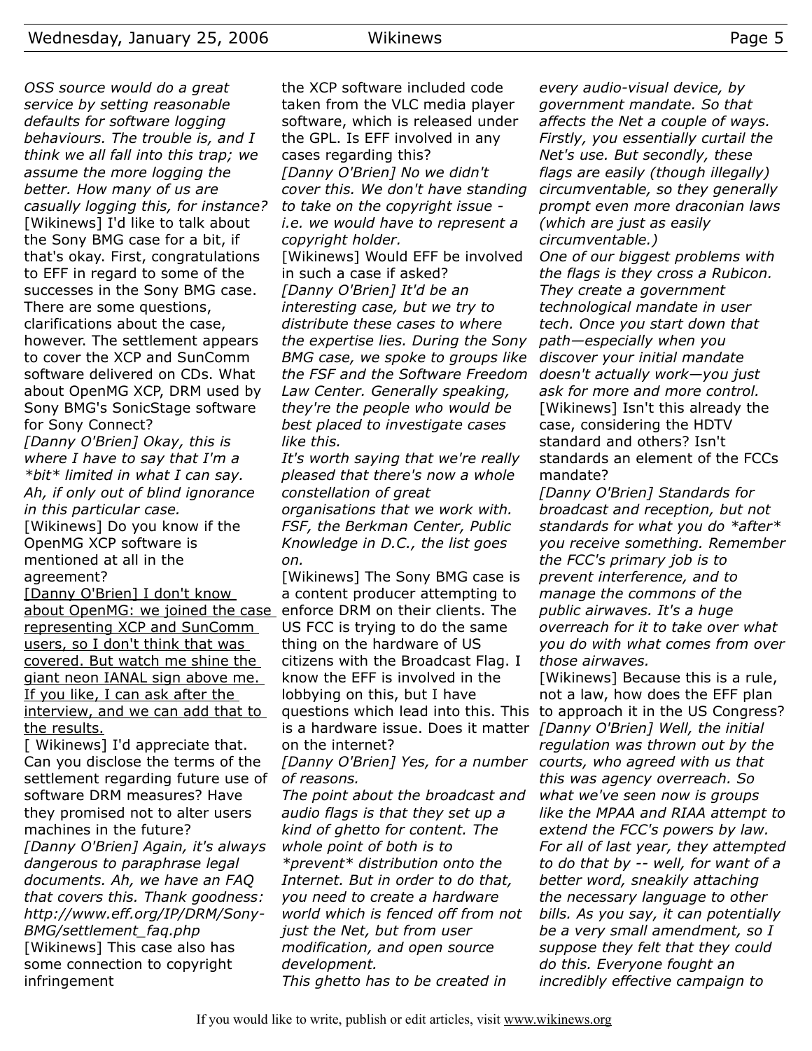*OSS source would do a great service by setting reasonable defaults for software logging behaviours. The trouble is, and I think we all fall into this trap; we assume the more logging the better. How many of us are casually logging this, for instance?*

[Wikinews] I'd like to talk about the Sony BMG case for a bit, if that's okay. First, congratulations to EFF in regard to some of the successes in the Sony BMG case. There are some questions, clarifications about the case, however. The settlement appears to cover the XCP and SunComm software delivered on CDs. What about OpenMG XCP, DRM used by Sony BMG's SonicStage software for Sony Connect?

*[Danny O'Brien] Okay, this is where I have to say that I'm a *bit* limited in what I can say. Ah, if only out of blind ignorance in this particular case.*

[Wikinews] Do you know if the OpenMG XCP software is mentioned at all in the agreement?

[Danny O'Brien] I don't know about OpenMG: we joined the case representing XCP and SunComm users, so I don't think that was covered. But watch me shine the giant neon IANAL sign above me. If you like, I can ask after the interview, and we can add that to the results.

[ Wikinews] I'd appreciate that. Can you disclose the terms of the settlement regarding future use of software DRM measures? Have they promised not to alter users machines in the future?

*[Danny O'Brien] Again, it's always dangerous to paraphrase legal documents. Ah, we have an FAQ that covers this. Thank goodness: http://www.eff.org/IP/DRM/Sony-BMG/settlement_faq.php*

[Wikinews] This case also has some connection to copyright infringement the XCP software included code taken from the VLC media player software, which is released under the GPL. Is EFF involved in any cases regarding this?

*[Danny O'Brien] No we didn't cover this. We don't have standing to take on the copyright issue - i.e. we would have to represent a copyright holder.*

[Wikinews] Would EFF be involved in such a case if asked?

*[Danny O'Brien] It'd be an interesting case, but we try to distribute these cases to where the expertise lies. During the Sony BMG case, we spoke to groups like the FSF and the Software Freedom Law Center. Generally speaking, they're the people who would be best placed to investigate cases like this.*

*It's worth saying that we're really pleased that there's now a whole constellation of great organisations that we work with. FSF, the Berkman Center, Public Knowledge in D.C., the list goes on.*

[Wikinews] The Sony BMG case is a content producer attempting to enforce DRM on their clients. The US FCC is trying to do the same thing on the hardware of US citizens with the Broadcast Flag. I know the EFF is involved in the lobbying on this, but I have questions which lead into this. This is a hardware issue. Does it matter on the internet?

*[Danny O'Brien] Yes, for a number of reasons.*

*The point about the broadcast and audio flags is that they set up a kind of ghetto for content. The whole point of both is to *prevent* distribution onto the Internet. But in order to do that, you need to create a hardware world which is fenced off from not just the Net, but from user modification, and open source development.*

*This ghetto has to be created in every audio-visual device, by government mandate. So that affects the Net a couple of ways. Firstly, you essentially curtail the Net's use. But secondly, these flags are easily (though illegally) circumventable, so they generally prompt even more draconian laws (which are just as easily circumventable.)*

*One of our biggest problems with the flags is they cross a Rubicon. They create a government technological mandate in user tech. Once you start down that path—especially when you discover your initial mandate doesn't actually work—you just ask for more and more control.*

[Wikinews] Isn't this already the case, considering the HDTV standard and others? Isn't standards an element of the FCCs mandate?

*[Danny O'Brien] Standards for broadcast and reception, but not standards for what you do *after* you receive something. Remember the FCC's primary job is to prevent interference, and to manage the commons of the public airwaves. It's a huge overreach for it to take over what you do with what comes from over those airwaves.*

[Wikinews] Because this is a rule, not a law, how does the EFF plan to approach it in the US Congress?

*[Danny O'Brien] Well, the initial regulation was thrown out by the courts, who agreed with us that this was agency overreach. So what we've seen now is groups like the MPAA and RIAA attempt to extend the FCC's powers by law. For all of last year, they attempted to do that by -- well, for want of a better word, sneakily attaching the necessary language to other bills. As you say, it can potentially be a very small amendment, so I suppose they felt that they could do this. Everyone fought an incredibly effective campaign to*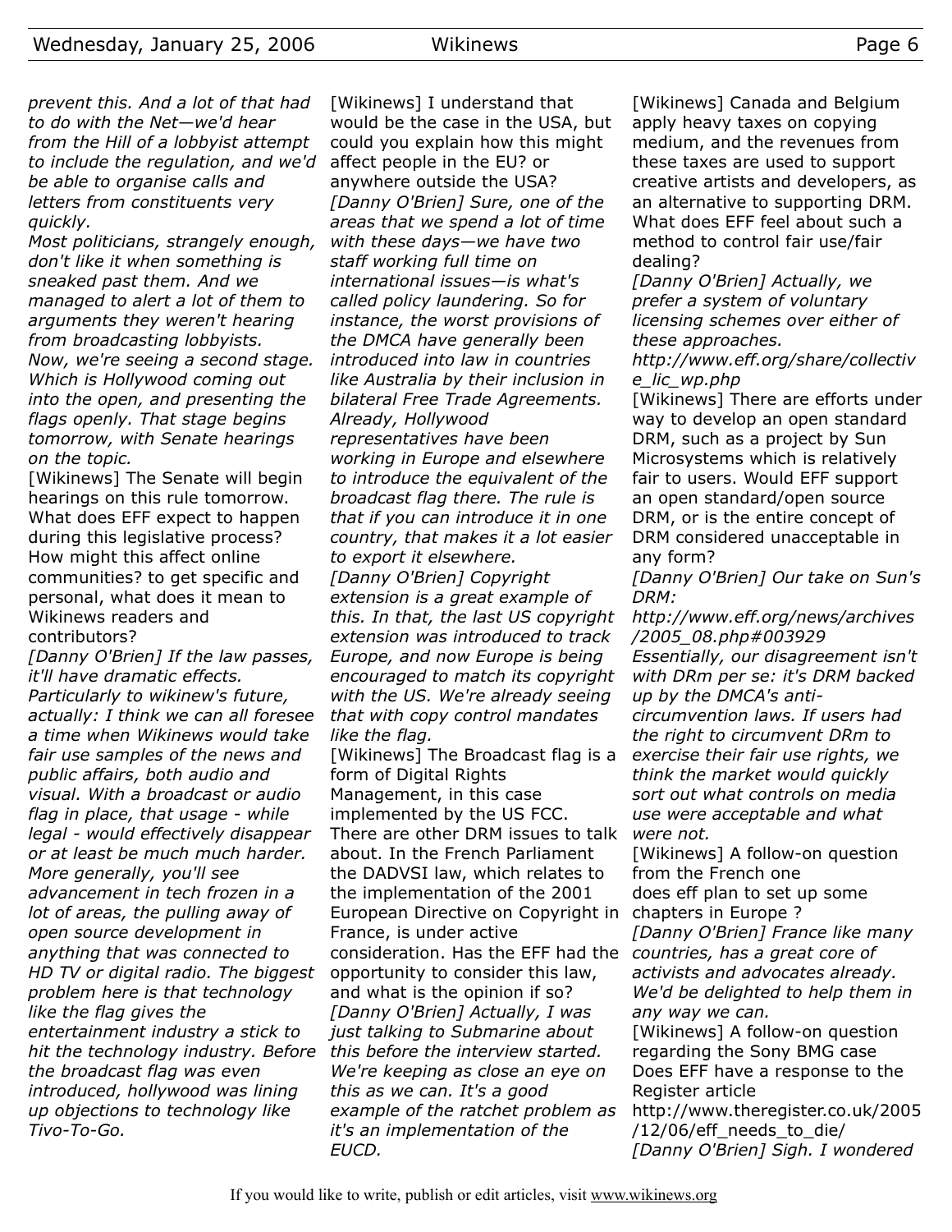*prevent this. And a lot of that had to do with the Net—we'd hear from the Hill of a lobbyist attempt to include the regulation, and we'd be able to organise calls and letters from constituents very quickly.*

*Most politicians, strangely enough, don't like it when something is sneaked past them. And we managed to alert a lot of them to arguments they weren't hearing from broadcasting lobbyists.*

*Now, we're seeing a second stage. Which is Hollywood coming out into the open, and presenting the flags openly. That stage begins tomorrow, with Senate hearings on the topic.*

[Wikinews] The Senate will begin hearings on this rule tomorrow. What does EFF expect to happen during this legislative process? How might this affect online communities? to get specific and personal, what does it mean to Wikinews readers and contributors?

*[Danny O'Brien] If the law passes, it'll have dramatic effects. Particularly to wikinew's future, actually: I think we can all foresee a time when Wikinews would take fair use samples of the news and public affairs, both audio and visual. With a broadcast or audio flag in place, that usage - while legal - would effectively disappear or at least be much much harder. More generally, you'll see advancement in tech frozen in a lot of areas, the pulling away of open source development in anything that was connected to HD TV or digital radio. The biggest problem here is that technology like the flag gives the entertainment industry a stick to hit the technology industry. Before the broadcast flag was even introduced, hollywood was lining up objections to technology like Tivo-To-Go.*

[Wikinews] I understand that would be the case in the USA, but could you explain how this might affect people in the EU? or anywhere outside the USA?

*[Danny O'Brien] Sure, one of the areas that we spend a lot of time with these days—we have two staff working full time on international issues—is what's called policy laundering. So for instance, the worst provisions of the DMCA have generally been introduced into law in countries like Australia by their inclusion in bilateral Free Trade Agreements. Already, Hollywood representatives have been working in Europe and elsewhere to introduce the equivalent of the broadcast flag there. The rule is that if you can introduce it in one country, that makes it a lot easier to export it elsewhere.*

*[Danny O'Brien] Copyright extension is a great example of this. In that, the last US copyright extension was introduced to track Europe, and now Europe is being encouraged to match its copyright with the US. We're already seeing that with copy control mandates like the flag.*

[Wikinews] The Broadcast flag is a form of Digital Rights Management, in this case implemented by the US FCC. There are other DRM issues to talk about. In the French Parliament the DADVSI law, which relates to the implementation of the 2001 European Directive on Copyright in France, is under active consideration. Has the EFF had the opportunity to consider this law, and what is the opinion if so?

*[Danny O'Brien] Actually, I was just talking to Submarine about this before the interview started. We're keeping as close an eye on this as we can. It's a good example of the ratchet problem as it's an implementation of the EUCD.*

[Wikinews] Canada and Belgium apply heavy taxes on copying medium, and the revenues from these taxes are used to support creative artists and developers, as an alternative to supporting DRM. What does EFF feel about such a method to control fair use/fair dealing?

*[Danny O'Brien] Actually, we prefer a system of voluntary licensing schemes over either of these approaches.*

*http://www.eff.org/share/collective_lic_wp.php*

[Wikinews] There are efforts under way to develop an open standard DRM, such as a project by Sun Microsystems which is relatively fair to users. Would EFF support an open standard/open source DRM, or is the entire concept of DRM considered unacceptable in any form?

*[Danny O'Brien] Our take on Sun's DRM:*

*http://www.eff.org/news/archives/2005_08.php#003929*

*Essentially, our disagreement isn't with DRm per se: it's DRM backed up by the DMCA's anti-circumvention laws. If users had the right to circumvent DRm to exercise their fair use rights, we think the market would quickly sort out what controls on media use were acceptable and what were not.*

[Wikinews] A follow-on question from the French one
does eff plan to set up some chapters in Europe ?

*[Danny O'Brien] France like many countries, has a great core of activists and advocates already. We'd be delighted to help them in any way we can.*

[Wikinews] A follow-on question regarding the Sony BMG case
Does EFF have a response to the Register article
http://www.theregister.co.uk/2005/12/06/eff_needs_to_die/

*[Danny O'Brien] Sigh. I wondered*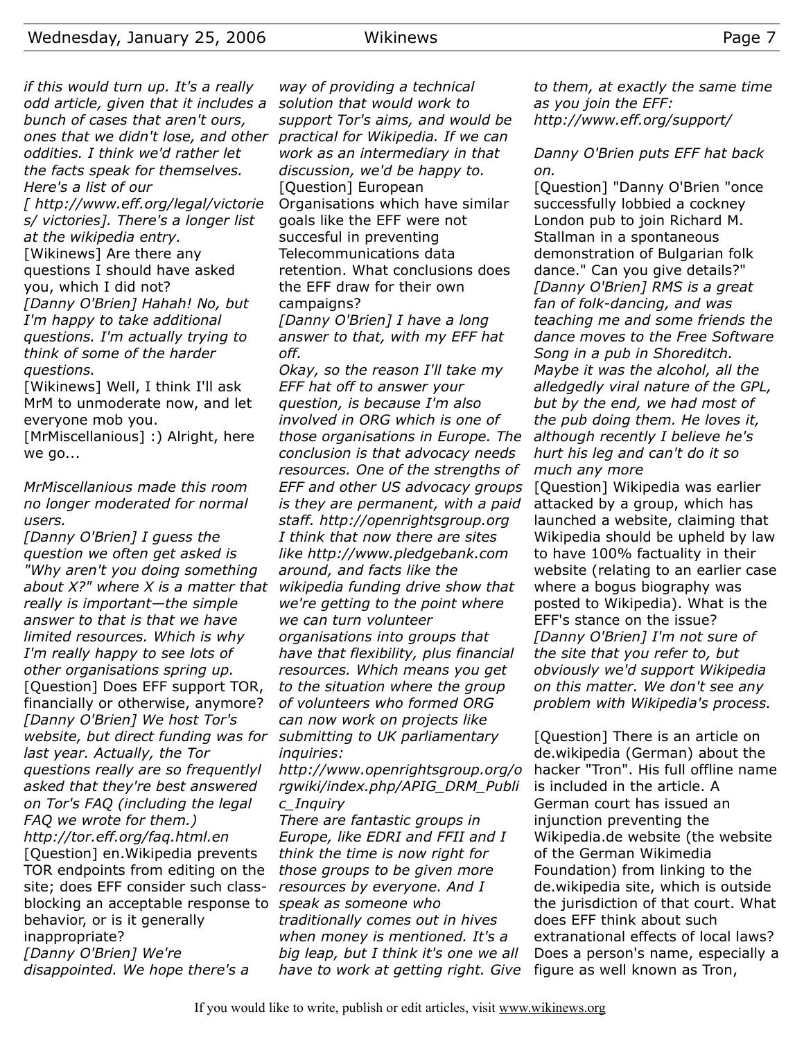*if this would turn up. It's a really odd article, given that it includes a bunch of cases that aren't ours, ones that we didn't lose, and other oddities. I think we'd rather let the facts speak for themselves. Here's a list of our [ http://www.eff.org/legal/victories/ victories]. There's a longer list at the wikipedia entry.*
[Wikinews] Are there any questions I should have asked you, which I did not?
*[Danny O'Brien] Hahah! No, but I'm happy to take additional questions. I'm actually trying to think of some of the harder questions.*
[Wikinews] Well, I think I'll ask MrM to unmoderate now, and let everyone mob you.
[MrMiscellanious] :) Alright, here we go...

*MrMiscellanious made this room no longer moderated for normal users.*
*[Danny O'Brien] I guess the question we often get asked is "Why aren't you doing something about X?" where X is a matter that really is important—the simple answer to that is that we have limited resources. Which is why I'm really happy to see lots of other organisations spring up.*
[Question] Does EFF support TOR, financially or otherwise, anymore?
*[Danny O'Brien] We host Tor's website, but direct funding was for last year. Actually, the Tor questions really are so frequentlyl asked that they're best answered on Tor's FAQ (including the legal FAQ we wrote for them.) http://tor.eff.org/faq.html.en*
[Question] en.Wikipedia prevents TOR endpoints from editing on the site; does EFF consider such class-blocking an acceptable response to behavior, or is it generally inappropriate?
*[Danny O'Brien] We're disappointed. We hope there's a way of providing a technical solution that would work to support Tor's aims, and would be practical for Wikipedia. If we can work as an intermediary in that discussion, we'd be happy to.*
[Question] European Organisations which have similar goals like the EFF were not succesful in preventing Telecommunications data retention. What conclusions does the EFF draw for their own campaigns?
*[Danny O'Brien] I have a long answer to that, with my EFF hat off.*
*Okay, so the reason I'll take my EFF hat off to answer your question, is because I'm also involved in ORG which is one of those organisations in Europe. The conclusion is that advocacy needs resources. One of the strengths of EFF and other US advocacy groups is they are permanent, with a paid staff. http://openrightsgroup.org*
*I think that now there are sites like http://www.pledgebank.com around, and facts like the wikipedia funding drive show that we're getting to the point where we can turn volunteer organisations into groups that have that flexibility, plus financial resources. Which means you get to the situation where the group of volunteers who formed ORG can now work on projects like submitting to UK parliamentary inquiries:*
*http://www.openrightsgroup.org/orgwiki/index.php/APIG_DRM_Public_Inquiry*
*There are fantastic groups in Europe, like EDRI and FFII and I think the time is now right for those groups to be given more resources by everyone. And I speak as someone who traditionally comes out in hives when money is mentioned. It's a big leap, but I think it's one we all have to work at getting right. Give to them, at exactly the same time as you join the EFF: http://www.eff.org/support/*

*Danny O'Brien puts EFF hat back on.*
[Question] "Danny O'Brien "once successfully lobbied a cockney London pub to join Richard M. Stallman in a spontaneous demonstration of Bulgarian folk dance." Can you give details?"
*[Danny O'Brien] RMS is a great fan of folk-dancing, and was teaching me and some friends the dance moves to the Free Software Song in a pub in Shoreditch. Maybe it was the alcohol, all the alledgedly viral nature of the GPL, but by the end, we had most of the pub doing them. He loves it, although recently I believe he's hurt his leg and can't do it so much any more*
[Question] Wikipedia was earlier attacked by a group, which has launched a website, claiming that Wikipedia should be upheld by law to have 100% factuality in their website (relating to an earlier case where a bogus biography was posted to Wikipedia). What is the EFF's stance on the issue?
*[Danny O'Brien] I'm not sure of the site that you refer to, but obviously we'd support Wikipedia on this matter. We don't see any problem with Wikipedia's process.*

[Question] There is an article on de.wikipedia (German) about the hacker "Tron". His full offline name is included in the article. A German court has issued an injunction preventing the Wikipedia.de website (the website of the German Wikimedia Foundation) from linking to the de.wikipedia site, which is outside the jurisdiction of that court. What does EFF think about such extranational effects of local laws? Does a person's name, especially a figure as well known as Tron,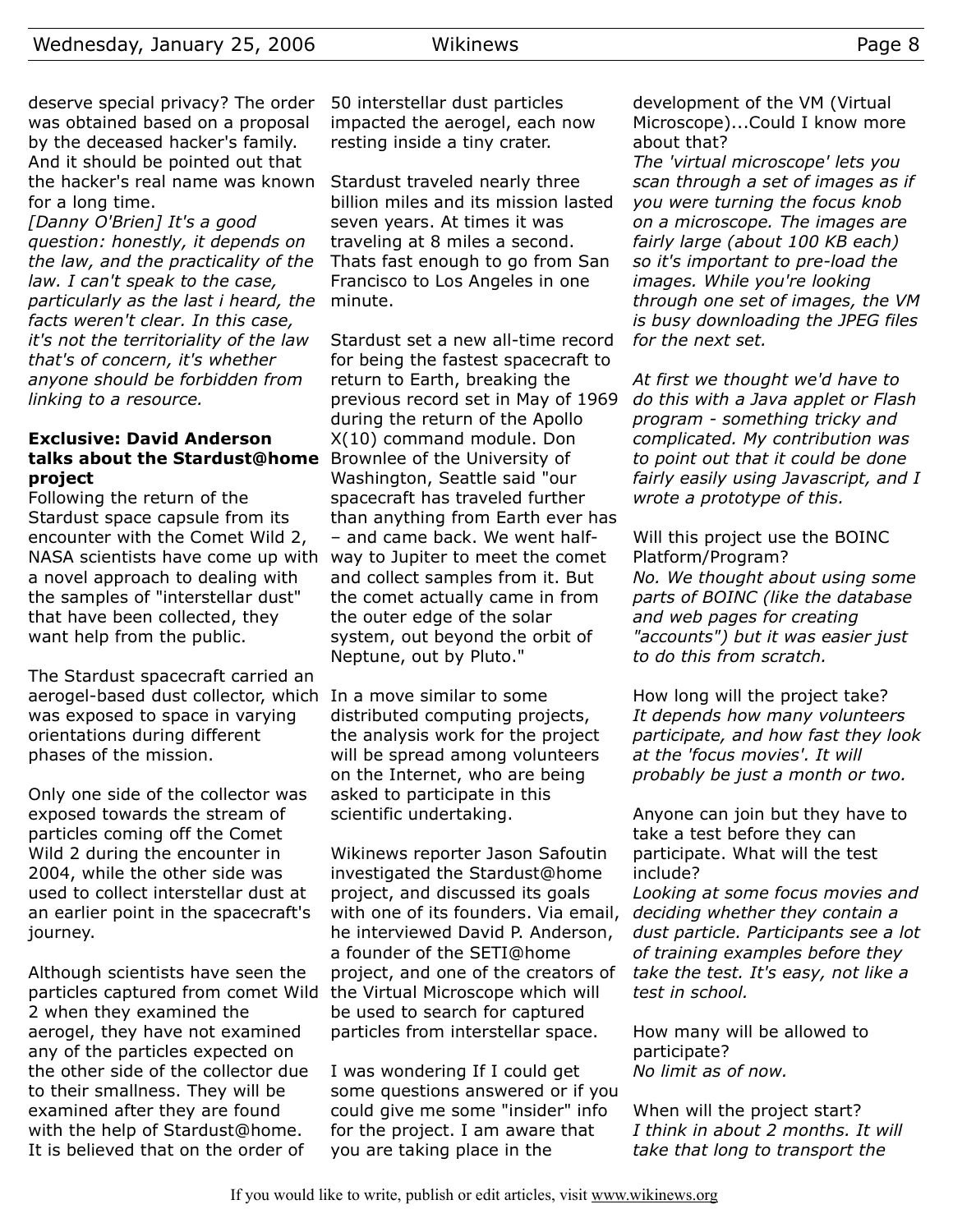deserve special privacy? The order was obtained based on a proposal by the deceased hacker's family. And it should be pointed out that the hacker's real name was known for a long time.
*[Danny O'Brien] It's a good question: honestly, it depends on the law, and the practicality of the law. I can't speak to the case, particularly as the last i heard, the facts weren't clear. In this case, it's not the territoriality of the law that's of concern, it's whether anyone should be forbidden from linking to a resource.*

### Exclusive: David Anderson talks about the Stardust@home project

Following the return of the Stardust space capsule from its encounter with the Comet Wild 2, NASA scientists have come up with a novel approach to dealing with the samples of "interstellar dust" that have been collected, they want help from the public.

The Stardust spacecraft carried an aerogel-based dust collector, which was exposed to space in varying orientations during different phases of the mission.

Only one side of the collector was exposed towards the stream of particles coming off the Comet Wild 2 during the encounter in 2004, while the other side was used to collect interstellar dust at an earlier point in the spacecraft's journey.

Although scientists have seen the particles captured from comet Wild 2 when they examined the aerogel, they have not examined any of the particles expected on the other side of the collector due to their smallness. They will be examined after they are found with the help of Stardust@home. It is believed that on the order of 50 interstellar dust particles impacted the aerogel, each now resting inside a tiny crater.

Stardust traveled nearly three billion miles and its mission lasted seven years. At times it was traveling at 8 miles a second. Thats fast enough to go from San Francisco to Los Angeles in one minute.

Stardust set a new all-time record for being the fastest spacecraft to return to Earth, breaking the previous record set in May of 1969 during the return of the Apollo X(10) command module. Don Brownlee of the University of Washington, Seattle said "our spacecraft has traveled further than anything from Earth ever has – and came back. We went half-way to Jupiter to meet the comet and collect samples from it. But the comet actually came in from the outer edge of the solar system, out beyond the orbit of Neptune, out by Pluto."

In a move similar to some distributed computing projects, the analysis work for the project will be spread among volunteers on the Internet, who are being asked to participate in this scientific undertaking.

Wikinews reporter Jason Safoutin investigated the Stardust@home project, and discussed its goals with one of its founders. Via email, he interviewed David P. Anderson, a founder of the SETI@home project, and one of the creators of the Virtual Microscope which will be used to search for captured particles from interstellar space.

I was wondering If I could get some questions answered or if you could give me some "insider" info for the project. I am aware that you are taking place in the development of the VM (Virtual Microscope)...Could I know more about that?
*The 'virtual microscope' lets you scan through a set of images as if you were turning the focus knob on a microscope. The images are fairly large (about 100 KB each) so it's important to pre-load the images. While you're looking through one set of images, the VM is busy downloading the JPEG files for the next set.*

*At first we thought we'd have to do this with a Java applet or Flash program - something tricky and complicated. My contribution was to point out that it could be done fairly easily using Javascript, and I wrote a prototype of this.*

Will this project use the BOINC Platform/Program?
*No. We thought about using some parts of BOINC (like the database and web pages for creating "accounts") but it was easier just to do this from scratch.*

How long will the project take?
*It depends how many volunteers participate, and how fast they look at the 'focus movies'. It will probably be just a month or two.*

Anyone can join but they have to take a test before they can participate. What will the test include?
*Looking at some focus movies and deciding whether they contain a dust particle. Participants see a lot of training examples before they take the test. It's easy, not like a test in school.*

How many will be allowed to participate?
*No limit as of now.*

When will the project start?
*I think in about 2 months. It will take that long to transport the*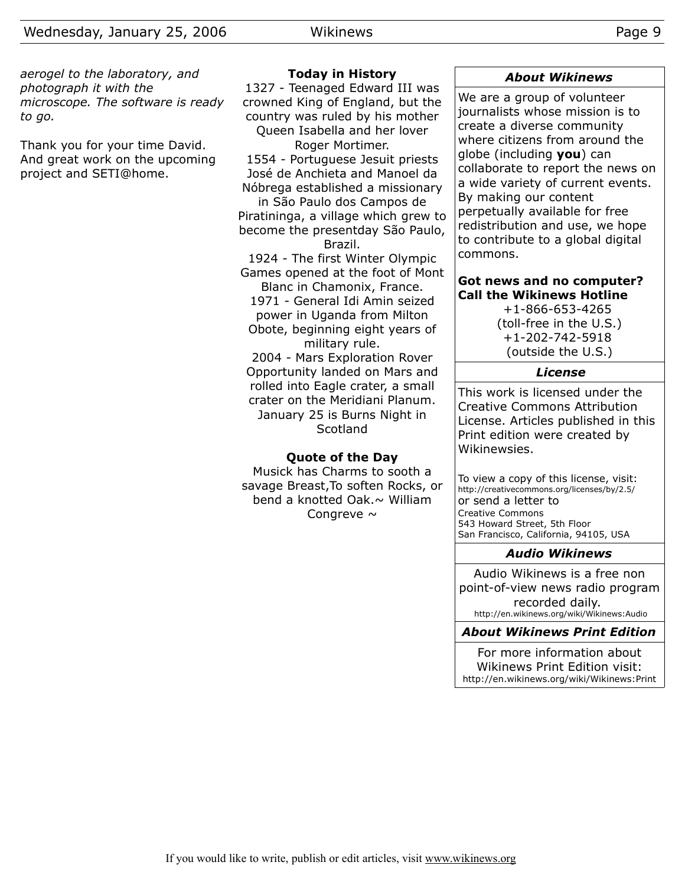*aerogel to the laboratory, and photograph it with the microscope. The software is ready to go.*

Thank you for your time David. And great work on the upcoming project and SETI@home.

**Today in History**

1327 - Teenaged Edward III was crowned King of England, but the country was ruled by his mother Queen Isabella and her lover Roger Mortimer.
1554 - Portuguese Jesuit priests José de Anchieta and Manoel da Nóbrega established a missionary in São Paulo dos Campos de Piratininga, a village which grew to become the presentday São Paulo, Brazil.
1924 - The first Winter Olympic Games opened at the foot of Mont Blanc in Chamonix, France.
1971 - General Idi Amin seized power in Uganda from Milton Obote, beginning eight years of military rule.
2004 - Mars Exploration Rover Opportunity landed on Mars and rolled into Eagle crater, a small crater on the Meridiani Planum.
January 25 is Burns Night in Scotland

**Quote of the Day**

Musick has Charms to sooth a savage Breast,To soften Rocks, or bend a knotted Oak.~ William Congreve ~

***About Wikinews***

We are a group of volunteer journalists whose mission is to create a diverse community where citizens from around the globe (including **you**) can collaborate to report the news on a wide variety of current events. By making our content perpetually available for free redistribution and use, we hope to contribute to a global digital commons.

**Got news and no computer? Call the Wikinews Hotline**

+1-866-653-4265
(toll-free in the U.S.)
+1-202-742-5918
(outside the U.S.)

***License***

This work is licensed under the Creative Commons Attribution License. Articles published in this Print edition were created by Wikinewsies.

To view a copy of this license, visit:
http://creativecommons.org/licenses/by/2.5/
or send a letter to
Creative Commons
543 Howard Street, 5th Floor
San Francisco, California, 94105, USA

***Audio Wikinews***

Audio Wikinews is a free non point-of-view news radio program recorded daily.
http://en.wikinews.org/wiki/Wikinews:Audio

***About Wikinews Print Edition***

For more information about Wikinews Print Edition visit:
http://en.wikinews.org/wiki/Wikinews:Print

If you would like to write, publish or edit articles, visit www.wikinews.org